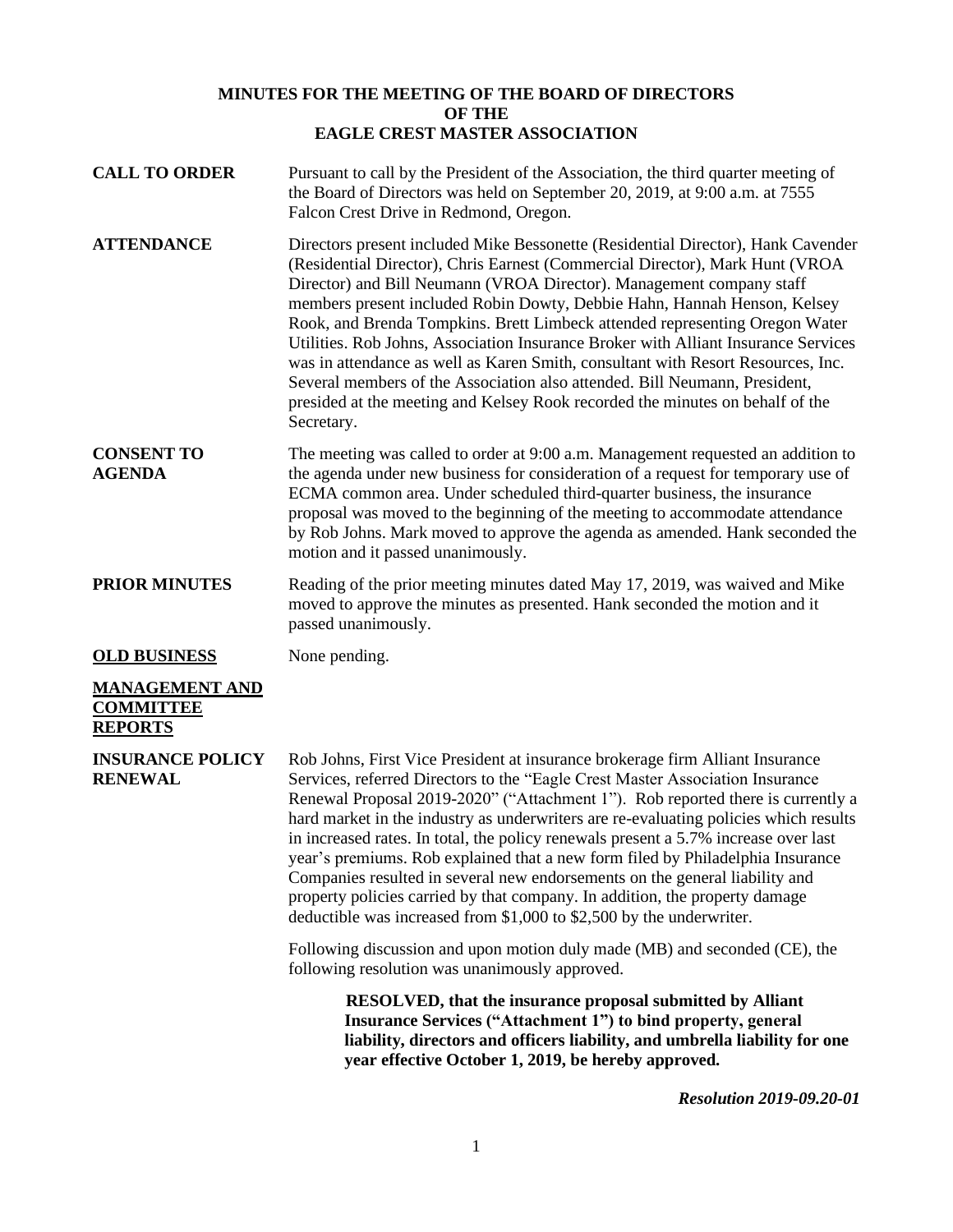# MINUTES FOR THE MEETING OF THE BOARD OF DIRECTORS OF THE EAGLE CREST MASTER ASSOCIATION

**CALL TO ORDER**

Pursuant to call by the President of the Association, the third quarter meeting of the Board of Directors was held on September 20, 2019, at 9:00 a.m. at 7555 Falcon Crest Drive in Redmond, Oregon.

**ATTENDANCE**

Directors present included Mike Bessonette (Residential Director), Hank Cavender (Residential Director), Chris Earnest (Commercial Director), Mark Hunt (VROA Director) and Bill Neumann (VROA Director). Management company staff members present included Robin Dowty, Debbie Hahn, Hannah Henson, Kelsey Rook, and Brenda Tompkins. Brett Limbeck attended representing Oregon Water Utilities. Rob Johns, Association Insurance Broker with Alliant Insurance Services was in attendance as well as Karen Smith, consultant with Resort Resources, Inc. Several members of the Association also attended. Bill Neumann, President, presided at the meeting and Kelsey Rook recorded the minutes on behalf of the Secretary.

**CONSENT TO AGENDA**

The meeting was called to order at 9:00 a.m. Management requested an addition to the agenda under new business for consideration of a request for temporary use of ECMA common area. Under scheduled third-quarter business, the insurance proposal was moved to the beginning of the meeting to accommodate attendance by Rob Johns. Mark moved to approve the agenda as amended. Hank seconded the motion and it passed unanimously.

**PRIOR MINUTES**

Reading of the prior meeting minutes dated May 17, 2019, was waived and Mike moved to approve the minutes as presented. Hank seconded the motion and it passed unanimously.

**OLD BUSINESS**

None pending.

**MANAGEMENT AND COMMITTEE REPORTS**

**INSURANCE POLICY RENEWAL**

Rob Johns, First Vice President at insurance brokerage firm Alliant Insurance Services, referred Directors to the "Eagle Crest Master Association Insurance Renewal Proposal 2019-2020" ("Attachment 1"). Rob reported there is currently a hard market in the industry as underwriters are re-evaluating policies which results in increased rates. In total, the policy renewals present a 5.7% increase over last year's premiums. Rob explained that a new form filed by Philadelphia Insurance Companies resulted in several new endorsements on the general liability and property policies carried by that company. In addition, the property damage deductible was increased from $1,000 to $2,500 by the underwriter.

Following discussion and upon motion duly made (MB) and seconded (CE), the following resolution was unanimously approved.

> **RESOLVED, that the insurance proposal submitted by Alliant Insurance Services ("Attachment 1") to bind property, general liability, directors and officers liability, and umbrella liability for one year effective October 1, 2019, be hereby approved.**

***Resolution 2019-09.20-01***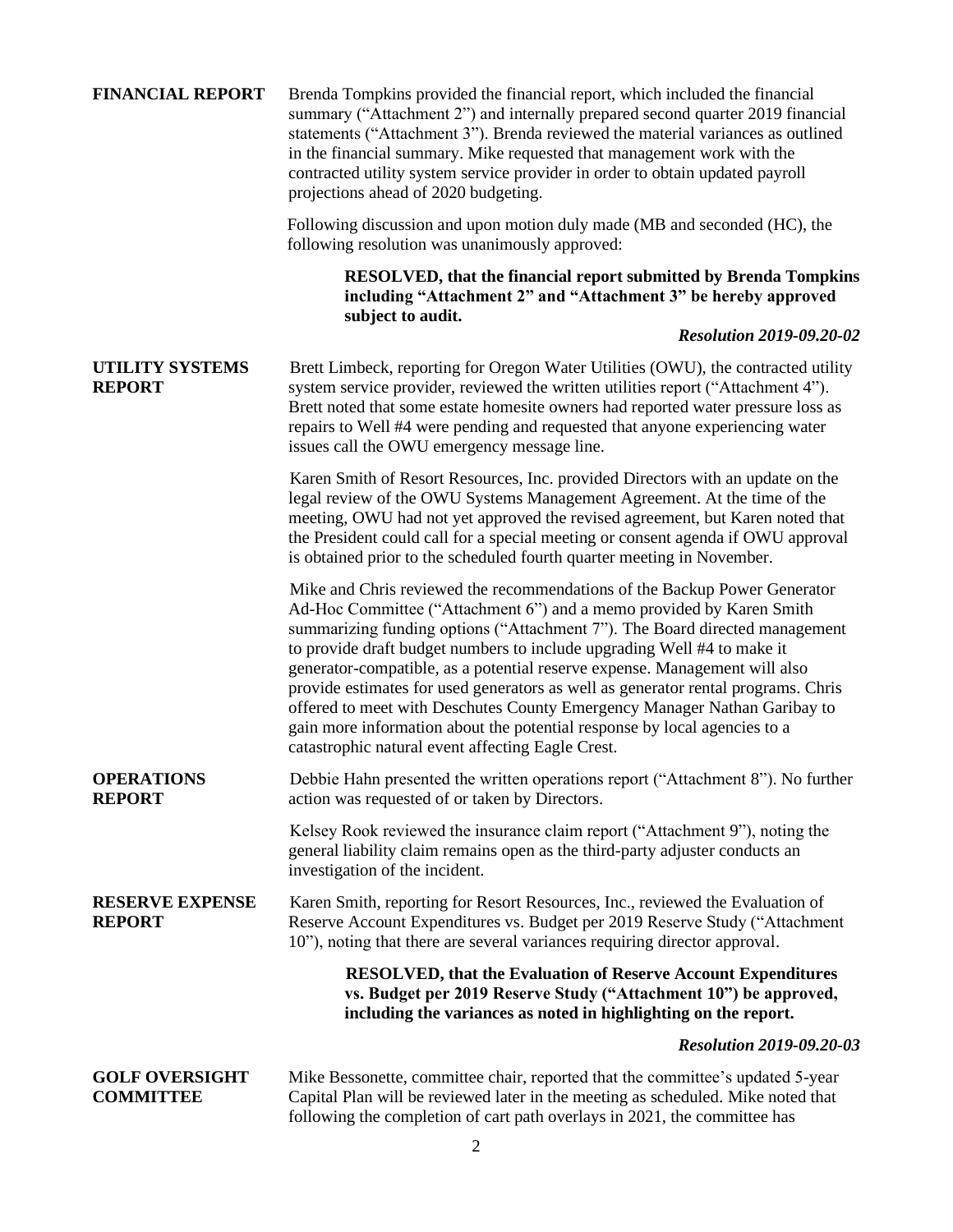**FINANCIAL REPORT**

Brenda Tompkins provided the financial report, which included the financial summary ("Attachment 2") and internally prepared second quarter 2019 financial statements ("Attachment 3"). Brenda reviewed the material variances as outlined in the financial summary. Mike requested that management work with the contracted utility system service provider in order to obtain updated payroll projections ahead of 2020 budgeting.

Following discussion and upon motion duly made (MB and seconded (HC), the following resolution was unanimously approved:

> **RESOLVED, that the financial report submitted by Brenda Tompkins including "Attachment 2" and "Attachment 3" be hereby approved subject to audit.**
>
> ***Resolution 2019-09.20-02***

**UTILITY SYSTEMS REPORT**

Brett Limbeck, reporting for Oregon Water Utilities (OWU), the contracted utility system service provider, reviewed the written utilities report ("Attachment 4"). Brett noted that some estate homesite owners had reported water pressure loss as repairs to Well #4 were pending and requested that anyone experiencing water issues call the OWU emergency message line.

Karen Smith of Resort Resources, Inc. provided Directors with an update on the legal review of the OWU Systems Management Agreement. At the time of the meeting, OWU had not yet approved the revised agreement, but Karen noted that the President could call for a special meeting or consent agenda if OWU approval is obtained prior to the scheduled fourth quarter meeting in November.

Mike and Chris reviewed the recommendations of the Backup Power Generator Ad-Hoc Committee ("Attachment 6") and a memo provided by Karen Smith summarizing funding options ("Attachment 7"). The Board directed management to provide draft budget numbers to include upgrading Well #4 to make it generator-compatible, as a potential reserve expense. Management will also provide estimates for used generators as well as generator rental programs. Chris offered to meet with Deschutes County Emergency Manager Nathan Garibay to gain more information about the potential response by local agencies to a catastrophic natural event affecting Eagle Crest.

**OPERATIONS REPORT**

Debbie Hahn presented the written operations report ("Attachment 8"). No further action was requested of or taken by Directors.

Kelsey Rook reviewed the insurance claim report ("Attachment 9"), noting the general liability claim remains open as the third-party adjuster conducts an investigation of the incident.

**RESERVE EXPENSE REPORT**

Karen Smith, reporting for Resort Resources, Inc., reviewed the Evaluation of Reserve Account Expenditures vs. Budget per 2019 Reserve Study ("Attachment 10"), noting that there are several variances requiring director approval.

> **RESOLVED, that the Evaluation of Reserve Account Expenditures vs. Budget per 2019 Reserve Study ("Attachment 10") be approved, including the variances as noted in highlighting on the report.**
>
> ***Resolution 2019-09.20-03***

**GOLF OVERSIGHT COMMITTEE**

Mike Bessonette, committee chair, reported that the committee's updated 5-year Capital Plan will be reviewed later in the meeting as scheduled. Mike noted that following the completion of cart path overlays in 2021, the committee has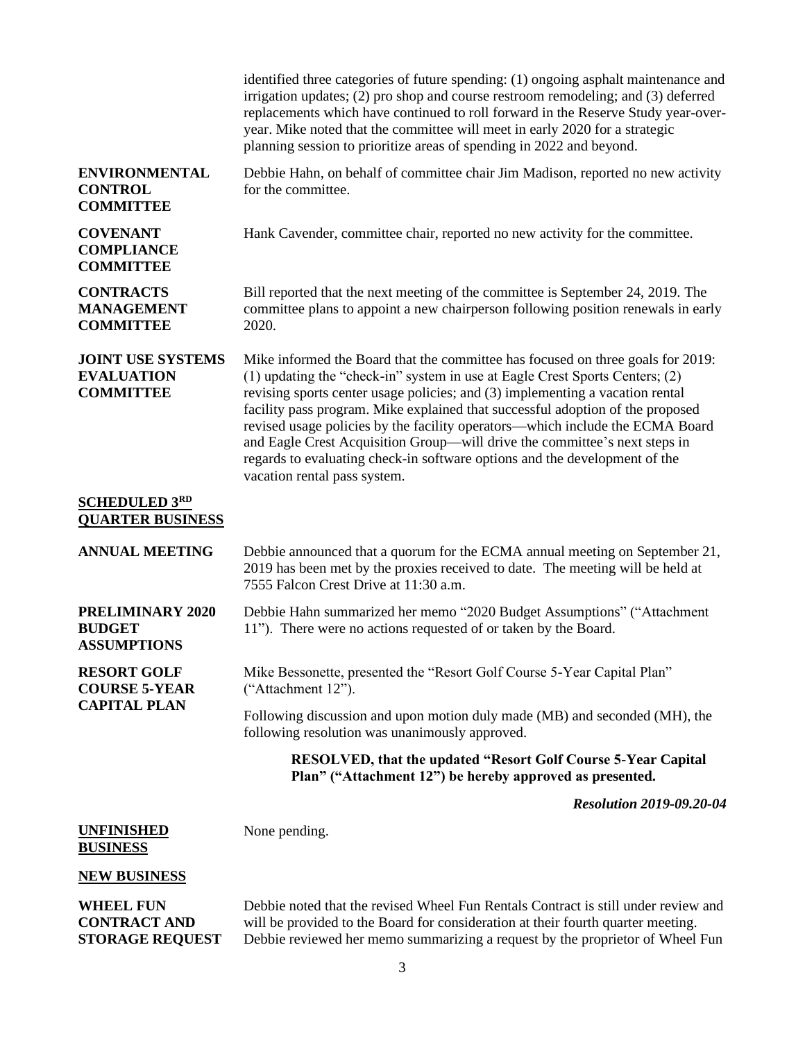identified three categories of future spending: (1) ongoing asphalt maintenance and irrigation updates; (2) pro shop and course restroom remodeling; and (3) deferred replacements which have continued to roll forward in the Reserve Study year-over-year. Mike noted that the committee will meet in early 2020 for a strategic planning session to prioritize areas of spending in 2022 and beyond.

**ENVIRONMENTAL CONTROL COMMITTEE**

Debbie Hahn, on behalf of committee chair Jim Madison, reported no new activity for the committee.

**COVENANT COMPLIANCE COMMITTEE**

Hank Cavender, committee chair, reported no new activity for the committee.

**CONTRACTS MANAGEMENT COMMITTEE**

Bill reported that the next meeting of the committee is September 24, 2019. The committee plans to appoint a new chairperson following position renewals in early 2020.

**JOINT USE SYSTEMS EVALUATION COMMITTEE**

Mike informed the Board that the committee has focused on three goals for 2019: (1) updating the "check-in" system in use at Eagle Crest Sports Centers; (2) revising sports center usage policies; and (3) implementing a vacation rental facility pass program. Mike explained that successful adoption of the proposed revised usage policies by the facility operators—which include the ECMA Board and Eagle Crest Acquisition Group—will drive the committee's next steps in regards to evaluating check-in software options and the development of the vacation rental pass system.

## SCHEDULED 3RD QUARTER BUSINESS

**ANNUAL MEETING**

Debbie announced that a quorum for the ECMA annual meeting on September 21, 2019 has been met by the proxies received to date. The meeting will be held at 7555 Falcon Crest Drive at 11:30 a.m.

**PRELIMINARY 2020 BUDGET ASSUMPTIONS**

Debbie Hahn summarized her memo "2020 Budget Assumptions" ("Attachment 11"). There were no actions requested of or taken by the Board.

**RESORT GOLF COURSE 5-YEAR CAPITAL PLAN**

Mike Bessonette, presented the "Resort Golf Course 5-Year Capital Plan" ("Attachment 12").

Following discussion and upon motion duly made (MB) and seconded (MH), the following resolution was unanimously approved.

> **RESOLVED, that the updated "Resort Golf Course 5-Year Capital Plan" ("Attachment 12") be hereby approved as presented.**

***Resolution 2019-09.20-04***

## UNFINISHED BUSINESS

None pending.

## NEW BUSINESS

**WHEEL FUN CONTRACT AND STORAGE REQUEST**

Debbie noted that the revised Wheel Fun Rentals Contract is still under review and will be provided to the Board for consideration at their fourth quarter meeting. Debbie reviewed her memo summarizing a request by the proprietor of Wheel Fun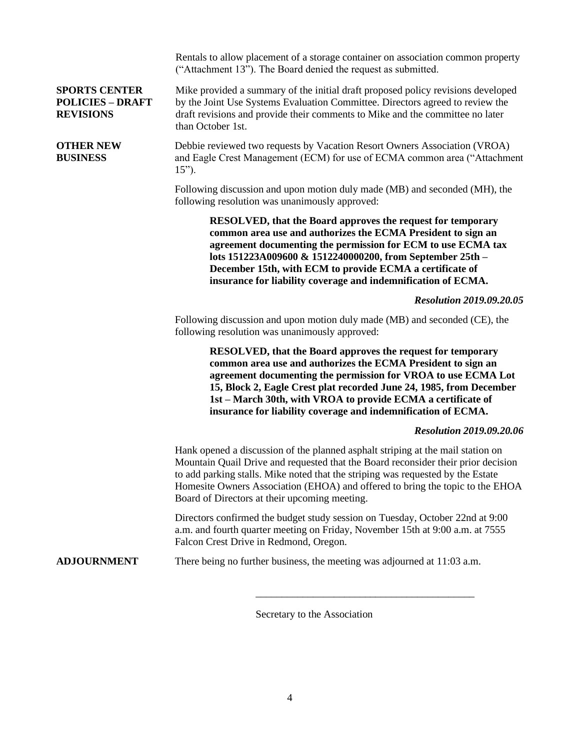Rentals to allow placement of a storage container on association common property ("Attachment 13"). The Board denied the request as submitted.

**SPORTS CENTER POLICIES – DRAFT REVISIONS**

Mike provided a summary of the initial draft proposed policy revisions developed by the Joint Use Systems Evaluation Committee. Directors agreed to review the draft revisions and provide their comments to Mike and the committee no later than October 1st.

**OTHER NEW BUSINESS**

Debbie reviewed two requests by Vacation Resort Owners Association (VROA) and Eagle Crest Management (ECM) for use of ECMA common area ("Attachment 15").

Following discussion and upon motion duly made (MB) and seconded (MH), the following resolution was unanimously approved:

> **RESOLVED, that the Board approves the request for temporary common area use and authorizes the ECMA President to sign an agreement documenting the permission for ECM to use ECMA tax lots 151223A009600 & 1512240000200, from September 25th – December 15th, with ECM to provide ECMA a certificate of insurance for liability coverage and indemnification of ECMA.**

***Resolution 2019.09.20.05***

Following discussion and upon motion duly made (MB) and seconded (CE), the following resolution was unanimously approved:

> **RESOLVED, that the Board approves the request for temporary common area use and authorizes the ECMA President to sign an agreement documenting the permission for VROA to use ECMA Lot 15, Block 2, Eagle Crest plat recorded June 24, 1985, from December 1st – March 30th, with VROA to provide ECMA a certificate of insurance for liability coverage and indemnification of ECMA.**

***Resolution 2019.09.20.06***

Hank opened a discussion of the planned asphalt striping at the mail station on Mountain Quail Drive and requested that the Board reconsider their prior decision to add parking stalls. Mike noted that the striping was requested by the Estate Homesite Owners Association (EHOA) and offered to bring the topic to the EHOA Board of Directors at their upcoming meeting.

Directors confirmed the budget study session on Tuesday, October 22nd at 9:00 a.m. and fourth quarter meeting on Friday, November 15th at 9:00 a.m. at 7555 Falcon Crest Drive in Redmond, Oregon.

**ADJOURNMENT**

There being no further business, the meeting was adjourned at 11:03 a.m.

\_\_\_\_\_\_\_\_\_\_\_\_\_\_\_\_\_\_\_\_\_\_\_\_\_\_\_\_\_\_\_\_\_\_\_\_\_\_\_\_\_\_

Secretary to the Association